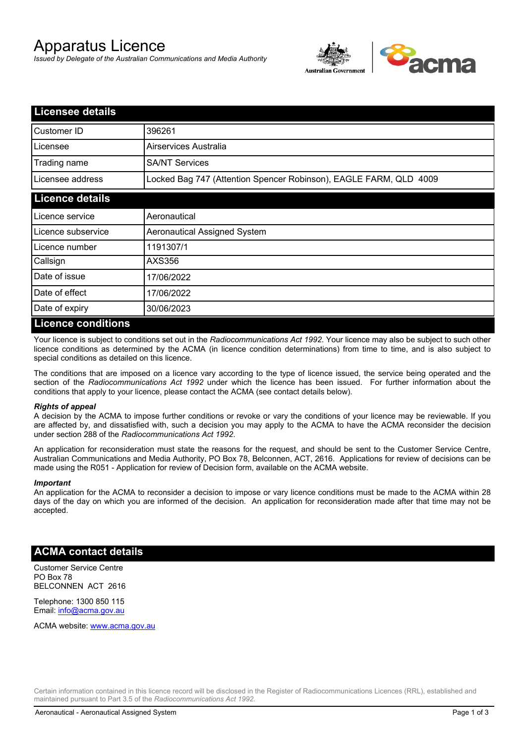# Apparatus Licence

*Issued by Delegate of the Australian Communications and Media Authority*

## Licensee details

| | |
|---|---|
| Customer ID | 396261 |
| Licensee | Airservices Australia |
| Trading name | SA/NT Services |
| Licensee address | Locked Bag 747 (Attention Spencer Robinson), EAGLE FARM, QLD 4009 |

## Licence details

| | |
|---|---|
| Licence service | Aeronautical |
| Licence subservice | Aeronautical Assigned System |
| Licence number | 1191307/1 |
| Callsign | AXS356 |
| Date of issue | 17/06/2022 |
| Date of effect | 17/06/2022 |
| Date of expiry | 30/06/2023 |

## Licence conditions

Your licence is subject to conditions set out in the *Radiocommunications Act 1992*. Your licence may also be subject to such other licence conditions as determined by the ACMA (in licence condition determinations) from time to time, and is also subject to special conditions as detailed on this licence.

The conditions that are imposed on a licence vary according to the type of licence issued, the service being operated and the section of the *Radiocommunications Act 1992* under which the licence has been issued. For further information about the conditions that apply to your licence, please contact the ACMA (see contact details below).

***Rights of appeal***

A decision by the ACMA to impose further conditions or revoke or vary the conditions of your licence may be reviewable. If you are affected by, and dissatisfied with, such a decision you may apply to the ACMA to have the ACMA reconsider the decision under section 288 of the *Radiocommunications Act 1992*.

An application for reconsideration must state the reasons for the request, and should be sent to the Customer Service Centre, Australian Communications and Media Authority, PO Box 78, Belconnen, ACT, 2616. Applications for review of decisions can be made using the R051 - Application for review of Decision form, available on the ACMA website.

***Important***

An application for the ACMA to reconsider a decision to impose or vary licence conditions must be made to the ACMA within 28 days of the day on which you are informed of the decision. An application for reconsideration made after that time may not be accepted.

## ACMA contact details

Customer Service Centre
PO Box 78
BELCONNEN ACT 2616

Telephone: 1300 850 115
Email: info@acma.gov.au

ACMA website: www.acma.gov.au

Certain information contained in this licence record will be disclosed in the Register of Radiocommunications Licences (RRL), established and maintained pursuant to Part 3.5 of the *Radiocommunications Act 1992.*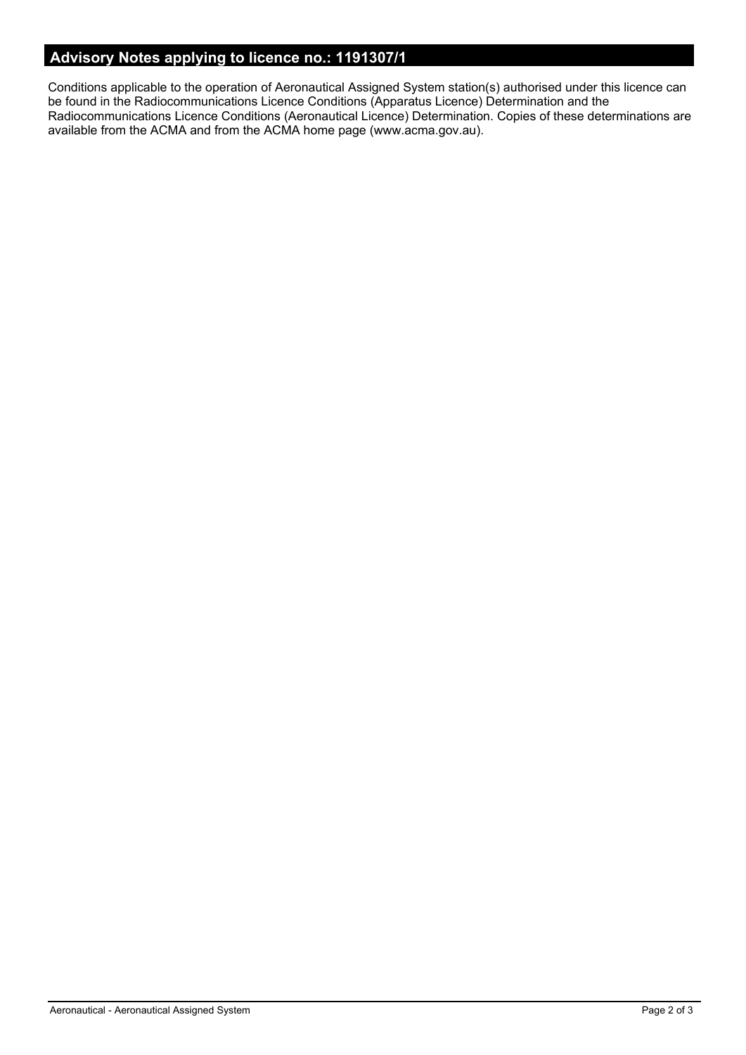## Advisory Notes applying to licence no.: 1191307/1

Conditions applicable to the operation of Aeronautical Assigned System station(s) authorised under this licence can be found in the Radiocommunications Licence Conditions (Apparatus Licence) Determination and the Radiocommunications Licence Conditions (Aeronautical Licence) Determination. Copies of these determinations are available from the ACMA and from the ACMA home page (www.acma.gov.au).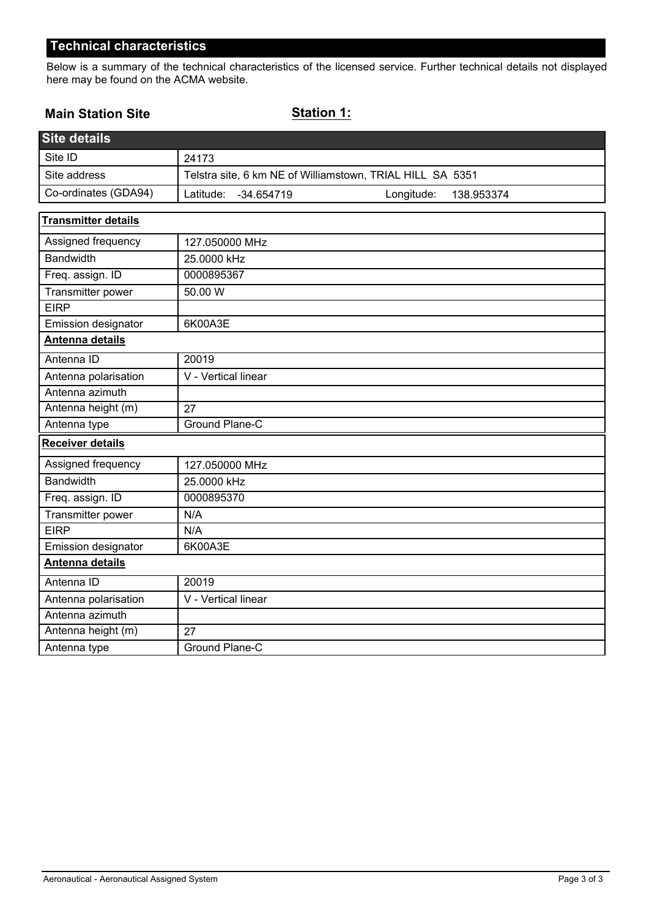## Technical characteristics

Below is a summary of the technical characteristics of the licensed service. Further technical details not displayed here may be found on the ACMA website.

**Main Station Site** **Station 1:**

| Site details | |
|---|---|
| Site ID | 24173 |
| Site address | Telstra site, 6 km NE of Williamstown, TRIAL HILL SA 5351 |
| Co-ordinates (GDA94) | Latitude: -34.654719 Longitude: 138.953374 |

| Transmitter details | |
|---|---|
| Assigned frequency | 127.050000 MHz |
| Bandwidth | 25.0000 kHz |
| Freq. assign. ID | 0000895367 |
| Transmitter power | 50.00 W |
| EIRP | |
| Emission designator | 6K00A3E |
| **Antenna details** | |
| Antenna ID | 20019 |
| Antenna polarisation | V - Vertical linear |
| Antenna azimuth | |
| Antenna height (m) | 27 |
| Antenna type | Ground Plane-C |

| Receiver details | |
|---|---|
| Assigned frequency | 127.050000 MHz |
| Bandwidth | 25.0000 kHz |
| Freq. assign. ID | 0000895370 |
| Transmitter power | N/A |
| EIRP | N/A |
| Emission designator | 6K00A3E |
| **Antenna details** | |
| Antenna ID | 20019 |
| Antenna polarisation | V - Vertical linear |
| Antenna azimuth | |
| Antenna height (m) | 27 |
| Antenna type | Ground Plane-C |

Aeronautical - Aeronautical Assigned System